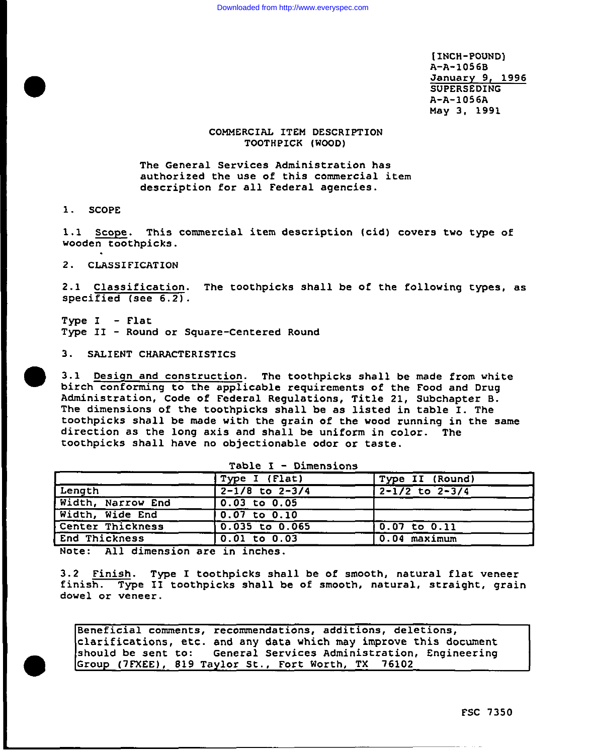[INCH-POUND]
A-A-1056B
January 9, 1996
SUPERSEDING
A-A-1056A
May 3, 1991

# COMMERCIAL ITEM DESCRIPTION
# TOOTHPICK (WOOD)

The General Services Administration has authorized the use of this commercial item description for all Federal agencies.

## 1. SCOPE

1.1 Scope. This commercial item description (cid) covers two type of wooden toothpicks.

## 2. CLASSIFICATION

2.1 Classification. The toothpicks shall be of the following types, as specified (see 6.2).

Type I - Flat
Type II - Round or Square-Centered Round

## 3. SALIENT CHARACTERISTICS

3.1 Design and construction. The toothpicks shall be made from white birch conforming to the applicable requirements of the Food and Drug Administration, Code of Federal Regulations, Title 21, Subchapter B. The dimensions of the toothpicks shall be as listed in table I. The toothpicks shall be made with the grain of the wood running in the same direction as the long axis and shall be uniform in color. The toothpicks shall have no objectionable odor or taste.

Table I - Dimensions

| | Type I (Flat) | Type II (Round) |
|---|---|---|
| Length | 2-1/8 to 2-3/4 | 2-1/2 to 2-3/4 |
| Width, Narrow End | 0.03 to 0.05 | |
| Width, Wide End | 0.07 to 0.10 | |
| Center Thickness | 0.035 to 0.065 | 0.07 to 0.11 |
| End Thickness | 0.01 to 0.03 | 0.04 maximum |

Note: All dimension are in inches.

3.2 Finish. Type I toothpicks shall be of smooth, natural flat veneer finish. Type II toothpicks shall be of smooth, natural, straight, grain dowel or veneer.

Beneficial comments, recommendations, additions, deletions, clarifications, etc. and any data which may improve this document should be sent to: General Services Administration, Engineering Group (7FXEE), 819 Taylor St., Fort Worth, TX 76102

FSC 7350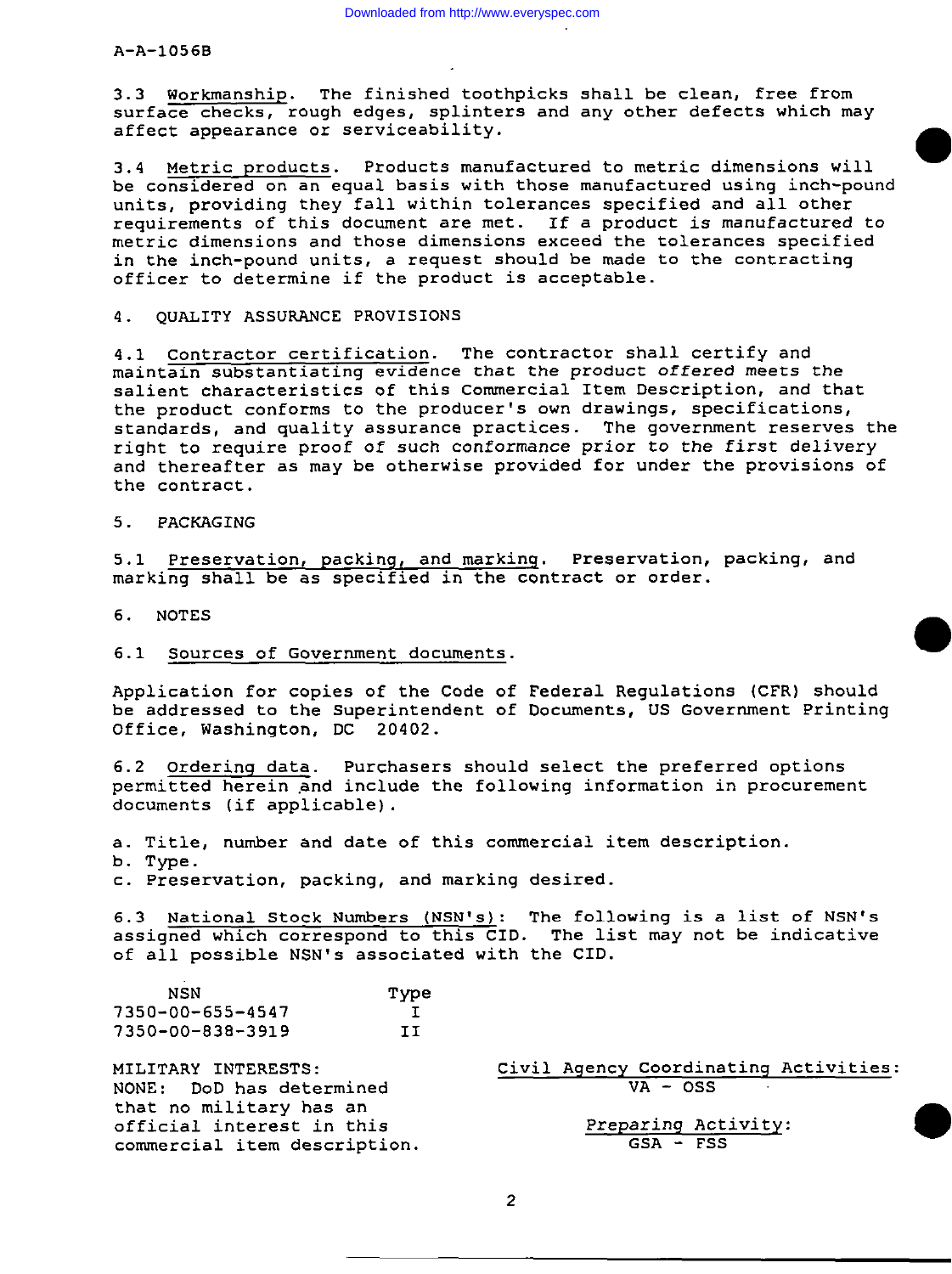3.3 Workmanship. The finished toothpicks shall be clean, free from surface checks, rough edges, splinters and any other defects which may affect appearance or serviceability.

3.4 Metric products. Products manufactured to metric dimensions will be considered on an equal basis with those manufactured using inch-pound units, providing they fall within tolerances specified and all other requirements of this document are met. If a product is manufactured to metric dimensions and those dimensions exceed the tolerances specified in the inch-pound units, a request should be made to the contracting officer to determine if the product is acceptable.

## 4. QUALITY ASSURANCE PROVISIONS

4.1 Contractor certification. The contractor shall certify and maintain substantiating evidence that the product offered meets the salient characteristics of this Commercial Item Description, and that the product conforms to the producer's own drawings, specifications, standards, and quality assurance practices. The government reserves the right to require proof of such conformance prior to the first delivery and thereafter as may be otherwise provided for under the provisions of the contract.

## 5. PACKAGING

5.1 Preservation, packing, and marking. Preservation, packing, and marking shall be as specified in the contract or order.

## 6. NOTES

6.1 Sources of Government documents.

Application for copies of the Code of Federal Regulations (CFR) should be addressed to the Superintendent of Documents, US Government Printing Office, Washington, DC 20402.

6.2 Ordering data. Purchasers should select the preferred options permitted herein and include the following information in procurement documents (if applicable).

a. Title, number and date of this commercial item description.
b. Type.
c. Preservation, packing, and marking desired.

6.3 National Stock Numbers (NSN's): The following is a list of NSN's assigned which correspond to this CID. The list may not be indicative of all possible NSN's associated with the CID.

| NSN | Type |
|---|---|
| 7350-00-655-4547 | I |
| 7350-00-838-3919 | II |

MILITARY INTERESTS:
NONE: DoD has determined that no military has an official interest in this commercial item description.

Civil Agency Coordinating Activities:
VA - OSS

Preparing Activity:
GSA - FSS